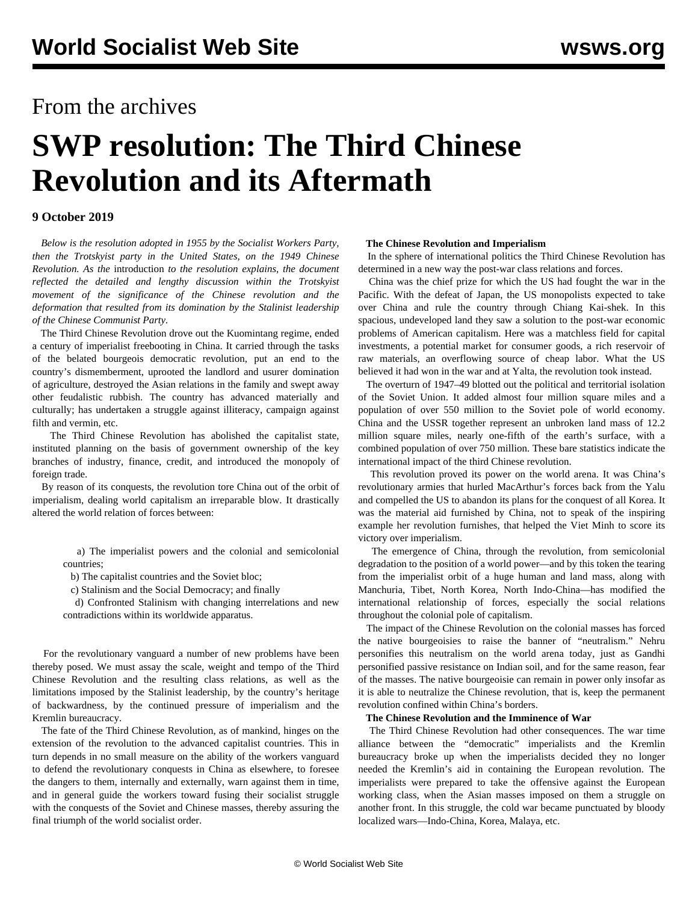From the archives

# SWP resolution: The Third Chinese Revolution and its Aftermath

**9 October 2019**

*Below is the resolution adopted in 1955 by the Socialist Workers Party, then the Trotskyist party in the United States, on the 1949 Chinese Revolution. As the* introduction *to the resolution explains, the document reflected the detailed and lengthy discussion within the Trotskyist movement of the significance of the Chinese revolution and the deformation that resulted from its domination by the Stalinist leadership of the Chinese Communist Party.*

The Third Chinese Revolution drove out the Kuomintang regime, ended a century of imperialist freebooting in China. It carried through the tasks of the belated bourgeois democratic revolution, put an end to the country's dismemberment, uprooted the landlord and usurer domination of agriculture, destroyed the Asian relations in the family and swept away other feudalistic rubbish. The country has advanced materially and culturally; has undertaken a struggle against illiteracy, campaign against filth and vermin, etc.

The Third Chinese Revolution has abolished the capitalist state, instituted planning on the basis of government ownership of the key branches of industry, finance, credit, and introduced the monopoly of foreign trade.

By reason of its conquests, the revolution tore China out of the orbit of imperialism, dealing world capitalism an irreparable blow. It drastically altered the world relation of forces between:

> a) The imperialist powers and the colonial and semicolonial countries;
>
> b) The capitalist countries and the Soviet bloc;
>
> c) Stalinism and the Social Democracy; and finally
>
> d) Confronted Stalinism with changing interrelations and new contradictions within its worldwide apparatus.

For the revolutionary vanguard a number of new problems have been thereby posed. We must assay the scale, weight and tempo of the Third Chinese Revolution and the resulting class relations, as well as the limitations imposed by the Stalinist leadership, by the country's heritage of backwardness, by the continued pressure of imperialism and the Kremlin bureaucracy.

The fate of the Third Chinese Revolution, as of mankind, hinges on the extension of the revolution to the advanced capitalist countries. This in turn depends in no small measure on the ability of the workers vanguard to defend the revolutionary conquests in China as elsewhere, to foresee the dangers to them, internally and externally, warn against them in time, and in general guide the workers toward fusing their socialist struggle with the conquests of the Soviet and Chinese masses, thereby assuring the final triumph of the world socialist order.

**The Chinese Revolution and Imperialism**

In the sphere of international politics the Third Chinese Revolution has determined in a new way the post-war class relations and forces.

China was the chief prize for which the US had fought the war in the Pacific. With the defeat of Japan, the US monopolists expected to take over China and rule the country through Chiang Kai-shek. In this spacious, undeveloped land they saw a solution to the post-war economic problems of American capitalism. Here was a matchless field for capital investments, a potential market for consumer goods, a rich reservoir of raw materials, an overflowing source of cheap labor. What the US believed it had won in the war and at Yalta, the revolution took instead.

The overturn of 1947–49 blotted out the political and territorial isolation of the Soviet Union. It added almost four million square miles and a population of over 550 million to the Soviet pole of world economy. China and the USSR together represent an unbroken land mass of 12.2 million square miles, nearly one-fifth of the earth's surface, with a combined population of over 750 million. These bare statistics indicate the international impact of the third Chinese revolution.

This revolution proved its power on the world arena. It was China's revolutionary armies that hurled MacArthur's forces back from the Yalu and compelled the US to abandon its plans for the conquest of all Korea. It was the material aid furnished by China, not to speak of the inspiring example her revolution furnishes, that helped the Viet Minh to score its victory over imperialism.

The emergence of China, through the revolution, from semicolonial degradation to the position of a world power—and by this token the tearing from the imperialist orbit of a huge human and land mass, along with Manchuria, Tibet, North Korea, North Indo-China—has modified the international relationship of forces, especially the social relations throughout the colonial pole of capitalism.

The impact of the Chinese Revolution on the colonial masses has forced the native bourgeoisies to raise the banner of "neutralism." Nehru personifies this neutralism on the world arena today, just as Gandhi personified passive resistance on Indian soil, and for the same reason, fear of the masses. The native bourgeoisie can remain in power only insofar as it is able to neutralize the Chinese revolution, that is, keep the permanent revolution confined within China's borders.

**The Chinese Revolution and the Imminence of War**

The Third Chinese Revolution had other consequences. The war time alliance between the "democratic" imperialists and the Kremlin bureaucracy broke up when the imperialists decided they no longer needed the Kremlin's aid in containing the European revolution. The imperialists were prepared to take the offensive against the European working class, when the Asian masses imposed on them a struggle on another front. In this struggle, the cold war became punctuated by bloody localized wars—Indo-China, Korea, Malaya, etc.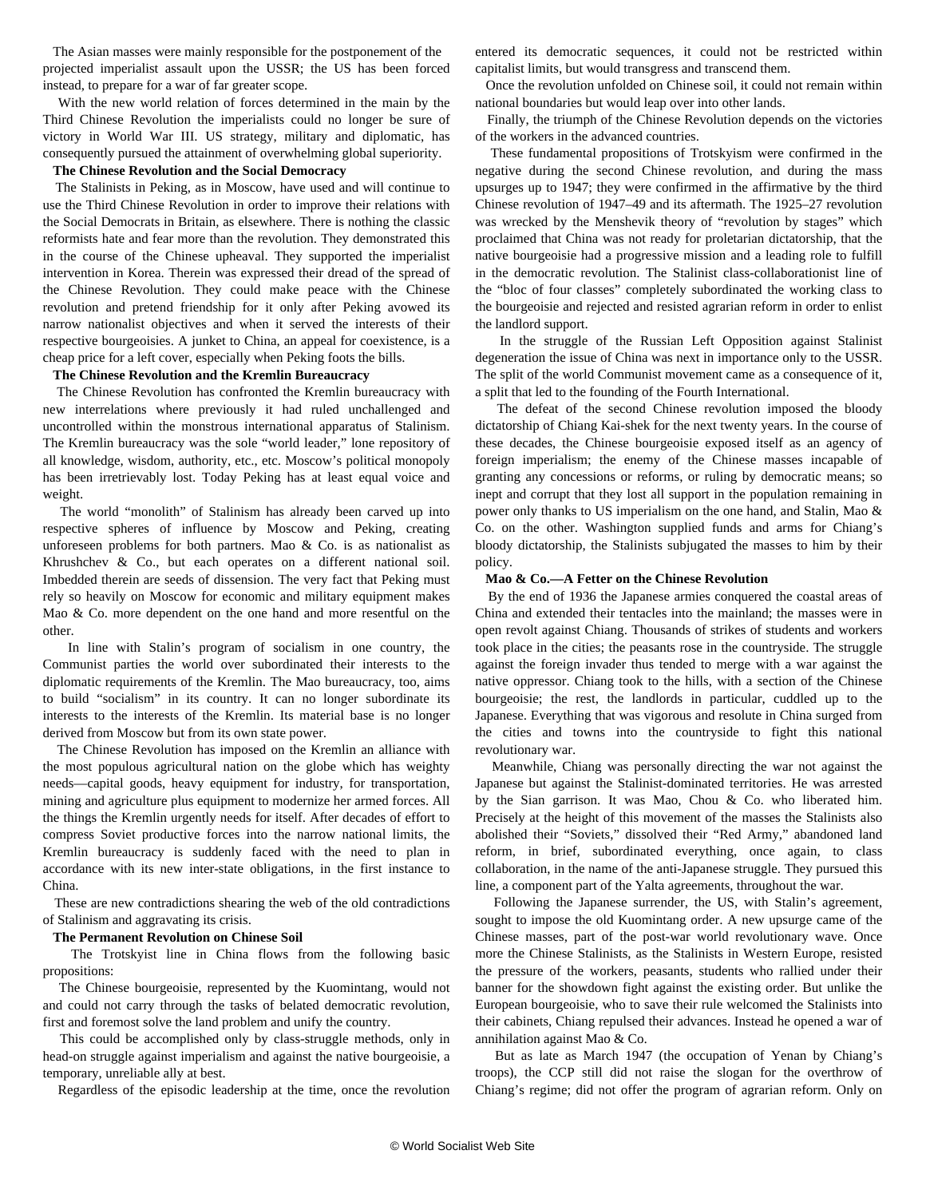The Asian masses were mainly responsible for the postponement of the projected imperialist assault upon the USSR; the US has been forced instead, to prepare for a war of far greater scope.

With the new world relation of forces determined in the main by the Third Chinese Revolution the imperialists could no longer be sure of victory in World War III. US strategy, military and diplomatic, has consequently pursued the attainment of overwhelming global superiority.

**The Chinese Revolution and the Social Democracy**

The Stalinists in Peking, as in Moscow, have used and will continue to use the Third Chinese Revolution in order to improve their relations with the Social Democrats in Britain, as elsewhere. There is nothing the classic reformists hate and fear more than the revolution. They demonstrated this in the course of the Chinese upheaval. They supported the imperialist intervention in Korea. Therein was expressed their dread of the spread of the Chinese Revolution. They could make peace with the Chinese revolution and pretend friendship for it only after Peking avowed its narrow nationalist objectives and when it served the interests of their respective bourgeoisies. A junket to China, an appeal for coexistence, is a cheap price for a left cover, especially when Peking foots the bills.

**The Chinese Revolution and the Kremlin Bureaucracy**

The Chinese Revolution has confronted the Kremlin bureaucracy with new interrelations where previously it had ruled unchallenged and uncontrolled within the monstrous international apparatus of Stalinism. The Kremlin bureaucracy was the sole "world leader," lone repository of all knowledge, wisdom, authority, etc., etc. Moscow's political monopoly has been irretrievably lost. Today Peking has at least equal voice and weight.

The world "monolith" of Stalinism has already been carved up into respective spheres of influence by Moscow and Peking, creating unforeseen problems for both partners. Mao & Co. is as nationalist as Khrushchev & Co., but each operates on a different national soil. Imbedded therein are seeds of dissension. The very fact that Peking must rely so heavily on Moscow for economic and military equipment makes Mao & Co. more dependent on the one hand and more resentful on the other.

In line with Stalin's program of socialism in one country, the Communist parties the world over subordinated their interests to the diplomatic requirements of the Kremlin. The Mao bureaucracy, too, aims to build "socialism" in its country. It can no longer subordinate its interests to the interests of the Kremlin. Its material base is no longer derived from Moscow but from its own state power.

The Chinese Revolution has imposed on the Kremlin an alliance with the most populous agricultural nation on the globe which has weighty needs—capital goods, heavy equipment for industry, for transportation, mining and agriculture plus equipment to modernize her armed forces. All the things the Kremlin urgently needs for itself. After decades of effort to compress Soviet productive forces into the narrow national limits, the Kremlin bureaucracy is suddenly faced with the need to plan in accordance with its new inter-state obligations, in the first instance to China.

These are new contradictions shearing the web of the old contradictions of Stalinism and aggravating its crisis.

**The Permanent Revolution on Chinese Soil**

The Trotskyist line in China flows from the following basic propositions:

The Chinese bourgeoisie, represented by the Kuomintang, would not and could not carry through the tasks of belated democratic revolution, first and foremost solve the land problem and unify the country.

This could be accomplished only by class-struggle methods, only in head-on struggle against imperialism and against the native bourgeoisie, a temporary, unreliable ally at best.

Regardless of the episodic leadership at the time, once the revolution entered its democratic sequences, it could not be restricted within capitalist limits, but would transgress and transcend them.

Once the revolution unfolded on Chinese soil, it could not remain within national boundaries but would leap over into other lands.

Finally, the triumph of the Chinese Revolution depends on the victories of the workers in the advanced countries.

These fundamental propositions of Trotskyism were confirmed in the negative during the second Chinese revolution, and during the mass upsurges up to 1947; they were confirmed in the affirmative by the third Chinese revolution of 1947–49 and its aftermath. The 1925–27 revolution was wrecked by the Menshevik theory of "revolution by stages" which proclaimed that China was not ready for proletarian dictatorship, that the native bourgeoisie had a progressive mission and a leading role to fulfill in the democratic revolution. The Stalinist class-collaborationist line of the "bloc of four classes" completely subordinated the working class to the bourgeoisie and rejected and resisted agrarian reform in order to enlist the landlord support.

In the struggle of the Russian Left Opposition against Stalinist degeneration the issue of China was next in importance only to the USSR. The split of the world Communist movement came as a consequence of it, a split that led to the founding of the Fourth International.

The defeat of the second Chinese revolution imposed the bloody dictatorship of Chiang Kai-shek for the next twenty years. In the course of these decades, the Chinese bourgeoisie exposed itself as an agency of foreign imperialism; the enemy of the Chinese masses incapable of granting any concessions or reforms, or ruling by democratic means; so inept and corrupt that they lost all support in the population remaining in power only thanks to US imperialism on the one hand, and Stalin, Mao & Co. on the other. Washington supplied funds and arms for Chiang's bloody dictatorship, the Stalinists subjugated the masses to him by their policy.

**Mao & Co.—A Fetter on the Chinese Revolution**

By the end of 1936 the Japanese armies conquered the coastal areas of China and extended their tentacles into the mainland; the masses were in open revolt against Chiang. Thousands of strikes of students and workers took place in the cities; the peasants rose in the countryside. The struggle against the foreign invader thus tended to merge with a war against the native oppressor. Chiang took to the hills, with a section of the Chinese bourgeoisie; the rest, the landlords in particular, cuddled up to the Japanese. Everything that was vigorous and resolute in China surged from the cities and towns into the countryside to fight this national revolutionary war.

Meanwhile, Chiang was personally directing the war not against the Japanese but against the Stalinist-dominated territories. He was arrested by the Sian garrison. It was Mao, Chou & Co. who liberated him. Precisely at the height of this movement of the masses the Stalinists also abolished their "Soviets," dissolved their "Red Army," abandoned land reform, in brief, subordinated everything, once again, to class collaboration, in the name of the anti-Japanese struggle. They pursued this line, a component part of the Yalta agreements, throughout the war.

Following the Japanese surrender, the US, with Stalin's agreement, sought to impose the old Kuomintang order. A new upsurge came of the Chinese masses, part of the post-war world revolutionary wave. Once more the Chinese Stalinists, as the Stalinists in Western Europe, resisted the pressure of the workers, peasants, students who rallied under their banner for the showdown fight against the existing order. But unlike the European bourgeoisie, who to save their rule welcomed the Stalinists into their cabinets, Chiang repulsed their advances. Instead he opened a war of annihilation against Mao & Co.

But as late as March 1947 (the occupation of Yenan by Chiang's troops), the CCP still did not raise the slogan for the overthrow of Chiang's regime; did not offer the program of agrarian reform. Only on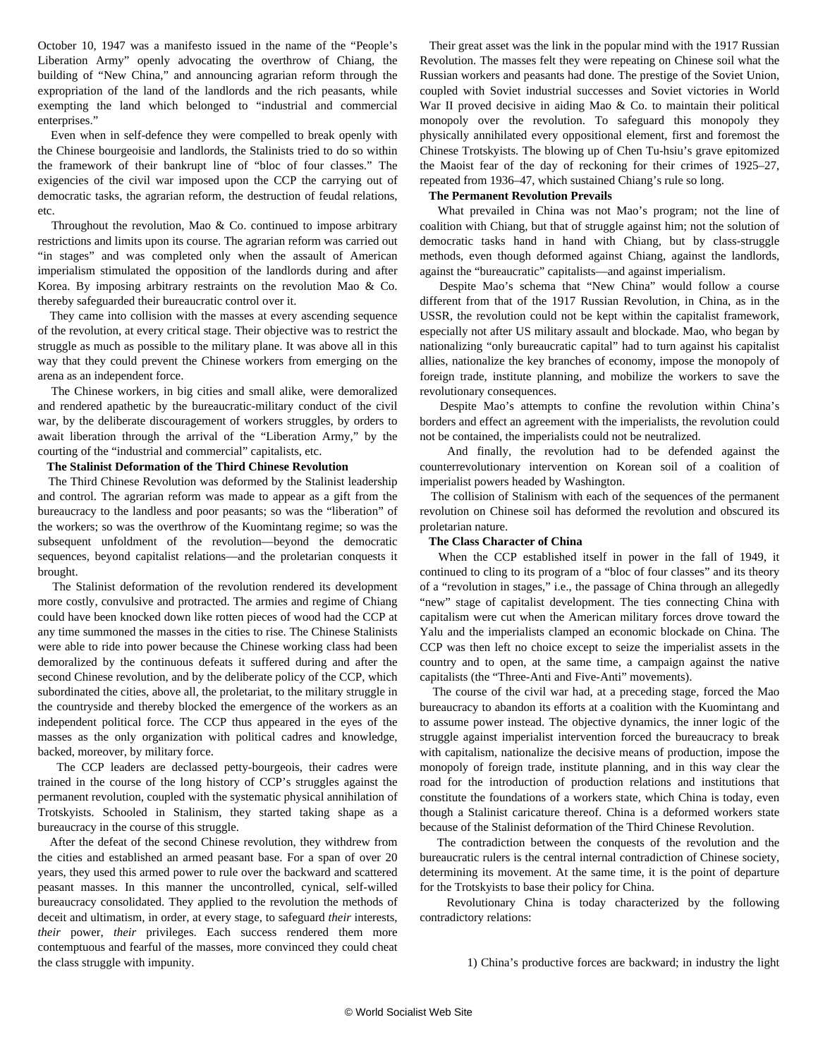October 10, 1947 was a manifesto issued in the name of the "People's Liberation Army" openly advocating the overthrow of Chiang, the building of "New China," and announcing agrarian reform through the expropriation of the land of the landlords and the rich peasants, while exempting the land which belonged to "industrial and commercial enterprises."

Even when in self-defence they were compelled to break openly with the Chinese bourgeoisie and landlords, the Stalinists tried to do so within the framework of their bankrupt line of "bloc of four classes." The exigencies of the civil war imposed upon the CCP the carrying out of democratic tasks, the agrarian reform, the destruction of feudal relations, etc.

Throughout the revolution, Mao & Co. continued to impose arbitrary restrictions and limits upon its course. The agrarian reform was carried out "in stages" and was completed only when the assault of American imperialism stimulated the opposition of the landlords during and after Korea. By imposing arbitrary restraints on the revolution Mao & Co. thereby safeguarded their bureaucratic control over it.

They came into collision with the masses at every ascending sequence of the revolution, at every critical stage. Their objective was to restrict the struggle as much as possible to the military plane. It was above all in this way that they could prevent the Chinese workers from emerging on the arena as an independent force.

The Chinese workers, in big cities and small alike, were demoralized and rendered apathetic by the bureaucratic-military conduct of the civil war, by the deliberate discouragement of workers struggles, by orders to await liberation through the arrival of the "Liberation Army," by the courting of the "industrial and commercial" capitalists, etc.

**The Stalinist Deformation of the Third Chinese Revolution**

The Third Chinese Revolution was deformed by the Stalinist leadership and control. The agrarian reform was made to appear as a gift from the bureaucracy to the landless and poor peasants; so was the "liberation" of the workers; so was the overthrow of the Kuomintang regime; so was the subsequent unfoldment of the revolution—beyond the democratic sequences, beyond capitalist relations—and the proletarian conquests it brought.

The Stalinist deformation of the revolution rendered its development more costly, convulsive and protracted. The armies and regime of Chiang could have been knocked down like rotten pieces of wood had the CCP at any time summoned the masses in the cities to rise. The Chinese Stalinists were able to ride into power because the Chinese working class had been demoralized by the continuous defeats it suffered during and after the second Chinese revolution, and by the deliberate policy of the CCP, which subordinated the cities, above all, the proletariat, to the military struggle in the countryside and thereby blocked the emergence of the workers as an independent political force. The CCP thus appeared in the eyes of the masses as the only organization with political cadres and knowledge, backed, moreover, by military force.

The CCP leaders are declassed petty-bourgeois, their cadres were trained in the course of the long history of CCP's struggles against the permanent revolution, coupled with the systematic physical annihilation of Trotskyists. Schooled in Stalinism, they started taking shape as a bureaucracy in the course of this struggle.

After the defeat of the second Chinese revolution, they withdrew from the cities and established an armed peasant base. For a span of over 20 years, they used this armed power to rule over the backward and scattered peasant masses. In this manner the uncontrolled, cynical, self-willed bureaucracy consolidated. They applied to the revolution the methods of deceit and ultimatism, in order, at every stage, to safeguard *their* interests, *their* power, *their* privileges. Each success rendered them more contemptuous and fearful of the masses, more convinced they could cheat the class struggle with impunity.

Their great asset was the link in the popular mind with the 1917 Russian Revolution. The masses felt they were repeating on Chinese soil what the Russian workers and peasants had done. The prestige of the Soviet Union, coupled with Soviet industrial successes and Soviet victories in World War II proved decisive in aiding Mao & Co. to maintain their political monopoly over the revolution. To safeguard this monopoly they physically annihilated every oppositional element, first and foremost the Chinese Trotskyists. The blowing up of Chen Tu-hsiu's grave epitomized the Maoist fear of the day of reckoning for their crimes of 1925–27, repeated from 1936–47, which sustained Chiang's rule so long.

**The Permanent Revolution Prevails**

What prevailed in China was not Mao's program; not the line of coalition with Chiang, but that of struggle against him; not the solution of democratic tasks hand in hand with Chiang, but by class-struggle methods, even though deformed against Chiang, against the landlords, against the "bureaucratic" capitalists—and against imperialism.

Despite Mao's schema that "New China" would follow a course different from that of the 1917 Russian Revolution, in China, as in the USSR, the revolution could not be kept within the capitalist framework, especially not after US military assault and blockade. Mao, who began by nationalizing "only bureaucratic capital" had to turn against his capitalist allies, nationalize the key branches of economy, impose the monopoly of foreign trade, institute planning, and mobilize the workers to save the revolutionary consequences.

Despite Mao's attempts to confine the revolution within China's borders and effect an agreement with the imperialists, the revolution could not be contained, the imperialists could not be neutralized.

And finally, the revolution had to be defended against the counterrevolutionary intervention on Korean soil of a coalition of imperialist powers headed by Washington.

The collision of Stalinism with each of the sequences of the permanent revolution on Chinese soil has deformed the revolution and obscured its proletarian nature.

**The Class Character of China**

When the CCP established itself in power in the fall of 1949, it continued to cling to its program of a "bloc of four classes" and its theory of a "revolution in stages," i.e., the passage of China through an allegedly "new" stage of capitalist development. The ties connecting China with capitalism were cut when the American military forces drove toward the Yalu and the imperialists clamped an economic blockade on China. The CCP was then left no choice except to seize the imperialist assets in the country and to open, at the same time, a campaign against the native capitalists (the "Three-Anti and Five-Anti" movements).

The course of the civil war had, at a preceding stage, forced the Mao bureaucracy to abandon its efforts at a coalition with the Kuomintang and to assume power instead. The objective dynamics, the inner logic of the struggle against imperialist intervention forced the bureaucracy to break with capitalism, nationalize the decisive means of production, impose the monopoly of foreign trade, institute planning, and in this way clear the road for the introduction of production relations and institutions that constitute the foundations of a workers state, which China is today, even though a Stalinist caricature thereof. China is a deformed workers state because of the Stalinist deformation of the Third Chinese Revolution.

The contradiction between the conquests of the revolution and the bureaucratic rulers is the central internal contradiction of Chinese society, determining its movement. At the same time, it is the point of departure for the Trotskyists to base their policy for China.

Revolutionary China is today characterized by the following contradictory relations:

1) China's productive forces are backward; in industry the light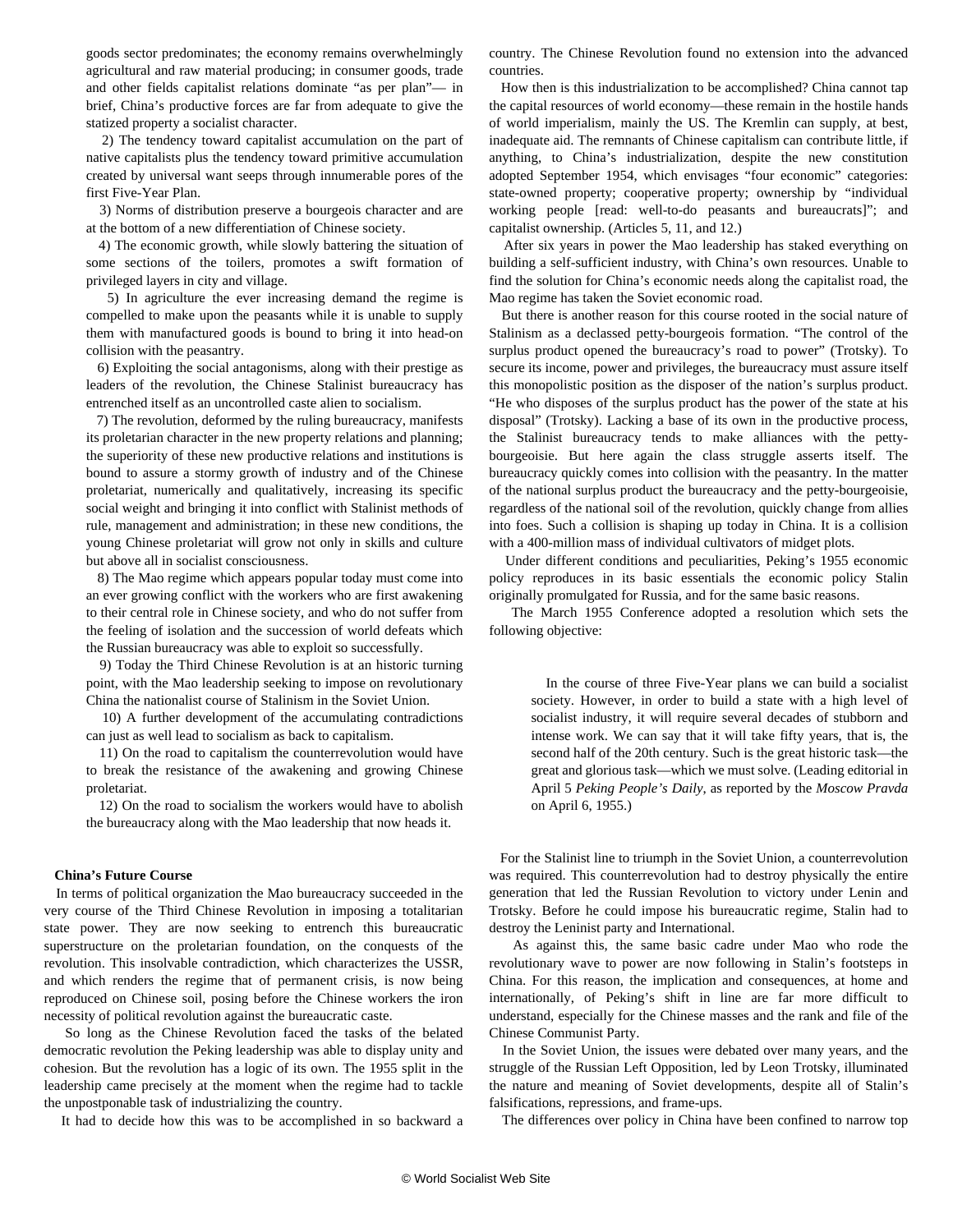goods sector predominates; the economy remains overwhelmingly agricultural and raw material producing; in consumer goods, trade and other fields capitalist relations dominate "as per plan"— in brief, China's productive forces are far from adequate to give the statized property a socialist character.

2) The tendency toward capitalist accumulation on the part of native capitalists plus the tendency toward primitive accumulation created by universal want seeps through innumerable pores of the first Five-Year Plan.

3) Norms of distribution preserve a bourgeois character and are at the bottom of a new differentiation of Chinese society.

4) The economic growth, while slowly battering the situation of some sections of the toilers, promotes a swift formation of privileged layers in city and village.

5) In agriculture the ever increasing demand the regime is compelled to make upon the peasants while it is unable to supply them with manufactured goods is bound to bring it into head-on collision with the peasantry.

6) Exploiting the social antagonisms, along with their prestige as leaders of the revolution, the Chinese Stalinist bureaucracy has entrenched itself as an uncontrolled caste alien to socialism.

7) The revolution, deformed by the ruling bureaucracy, manifests its proletarian character in the new property relations and planning; the superiority of these new productive relations and institutions is bound to assure a stormy growth of industry and of the Chinese proletariat, numerically and qualitatively, increasing its specific social weight and bringing it into conflict with Stalinist methods of rule, management and administration; in these new conditions, the young Chinese proletariat will grow not only in skills and culture but above all in socialist consciousness.

8) The Mao regime which appears popular today must come into an ever growing conflict with the workers who are first awakening to their central role in Chinese society, and who do not suffer from the feeling of isolation and the succession of world defeats which the Russian bureaucracy was able to exploit so successfully.

9) Today the Third Chinese Revolution is at an historic turning point, with the Mao leadership seeking to impose on revolutionary China the nationalist course of Stalinism in the Soviet Union.

10) A further development of the accumulating contradictions can just as well lead to socialism as back to capitalism.

11) On the road to capitalism the counterrevolution would have to break the resistance of the awakening and growing Chinese proletariat.

12) On the road to socialism the workers would have to abolish the bureaucracy along with the Mao leadership that now heads it.

**China's Future Course**

In terms of political organization the Mao bureaucracy succeeded in the very course of the Third Chinese Revolution in imposing a totalitarian state power. They are now seeking to entrench this bureaucratic superstructure on the proletarian foundation, on the conquests of the revolution. This insolvable contradiction, which characterizes the USSR, and which renders the regime that of permanent crisis, is now being reproduced on Chinese soil, posing before the Chinese workers the iron necessity of political revolution against the bureaucratic caste.

So long as the Chinese Revolution faced the tasks of the belated democratic revolution the Peking leadership was able to display unity and cohesion. But the revolution has a logic of its own. The 1955 split in the leadership came precisely at the moment when the regime had to tackle the unpostponable task of industrializing the country.

It had to decide how this was to be accomplished in so backward a country. The Chinese Revolution found no extension into the advanced countries.

How then is this industrialization to be accomplished? China cannot tap the capital resources of world economy—these remain in the hostile hands of world imperialism, mainly the US. The Kremlin can supply, at best, inadequate aid. The remnants of Chinese capitalism can contribute little, if anything, to China's industrialization, despite the new constitution adopted September 1954, which envisages "four economic" categories: state-owned property; cooperative property; ownership by "individual working people [read: well-to-do peasants and bureaucrats]"; and capitalist ownership. (Articles 5, 11, and 12.)

After six years in power the Mao leadership has staked everything on building a self-sufficient industry, with China's own resources. Unable to find the solution for China's economic needs along the capitalist road, the Mao regime has taken the Soviet economic road.

But there is another reason for this course rooted in the social nature of Stalinism as a declassed petty-bourgeois formation. "The control of the surplus product opened the bureaucracy's road to power" (Trotsky). To secure its income, power and privileges, the bureaucracy must assure itself this monopolistic position as the disposer of the nation's surplus product. "He who disposes of the surplus product has the power of the state at his disposal" (Trotsky). Lacking a base of its own in the productive process, the Stalinist bureaucracy tends to make alliances with the petty-bourgeoisie. But here again the class struggle asserts itself. The bureaucracy quickly comes into collision with the peasantry. In the matter of the national surplus product the bureaucracy and the petty-bourgeoisie, regardless of the national soil of the revolution, quickly change from allies into foes. Such a collision is shaping up today in China. It is a collision with a 400-million mass of individual cultivators of midget plots.

Under different conditions and peculiarities, Peking's 1955 economic policy reproduces in its basic essentials the economic policy Stalin originally promulgated for Russia, and for the same basic reasons.

The March 1955 Conference adopted a resolution which sets the following objective:

> In the course of three Five-Year plans we can build a socialist society. However, in order to build a state with a high level of socialist industry, it will require several decades of stubborn and intense work. We can say that it will take fifty years, that is, the second half of the 20th century. Such is the great historic task—the great and glorious task—which we must solve. (Leading editorial in April 5 *Peking People's Daily*, as reported by the *Moscow Pravda* on April 6, 1955.)

For the Stalinist line to triumph in the Soviet Union, a counterrevolution was required. This counterrevolution had to destroy physically the entire generation that led the Russian Revolution to victory under Lenin and Trotsky. Before he could impose his bureaucratic regime, Stalin had to destroy the Leninist party and International.

As against this, the same basic cadre under Mao who rode the revolutionary wave to power are now following in Stalin's footsteps in China. For this reason, the implication and consequences, at home and internationally, of Peking's shift in line are far more difficult to understand, especially for the Chinese masses and the rank and file of the Chinese Communist Party.

In the Soviet Union, the issues were debated over many years, and the struggle of the Russian Left Opposition, led by Leon Trotsky, illuminated the nature and meaning of Soviet developments, despite all of Stalin's falsifications, repressions, and frame-ups.

The differences over policy in China have been confined to narrow top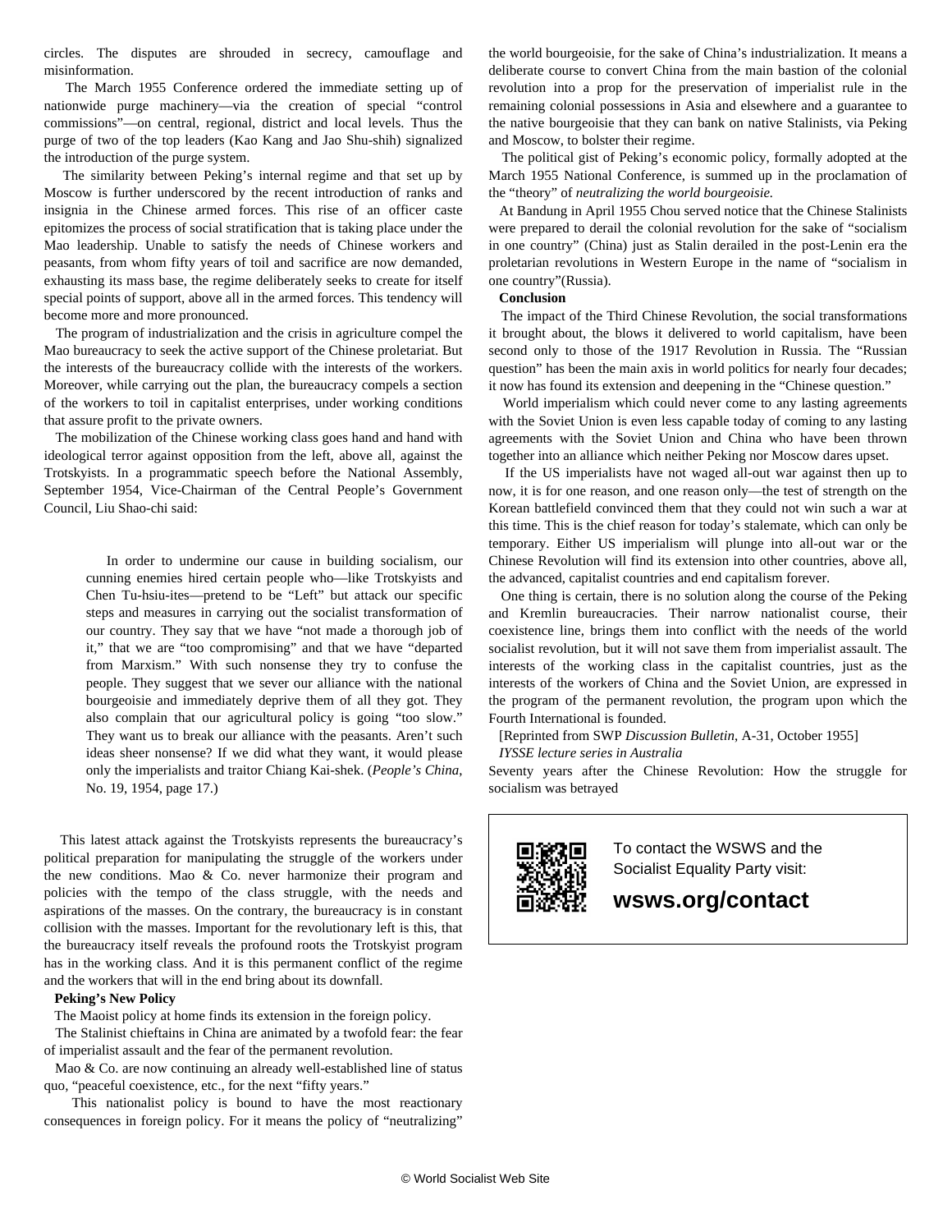circles. The disputes are shrouded in secrecy, camouflage and misinformation.

The March 1955 Conference ordered the immediate setting up of nationwide purge machinery—via the creation of special "control commissions"—on central, regional, district and local levels. Thus the purge of two of the top leaders (Kao Kang and Jao Shu-shih) signalized the introduction of the purge system.

The similarity between Peking's internal regime and that set up by Moscow is further underscored by the recent introduction of ranks and insignia in the Chinese armed forces. This rise of an officer caste epitomizes the process of social stratification that is taking place under the Mao leadership. Unable to satisfy the needs of Chinese workers and peasants, from whom fifty years of toil and sacrifice are now demanded, exhausting its mass base, the regime deliberately seeks to create for itself special points of support, above all in the armed forces. This tendency will become more and more pronounced.

The program of industrialization and the crisis in agriculture compel the Mao bureaucracy to seek the active support of the Chinese proletariat. But the interests of the bureaucracy collide with the interests of the workers. Moreover, while carrying out the plan, the bureaucracy compels a section of the workers to toil in capitalist enterprises, under working conditions that assure profit to the private owners.

The mobilization of the Chinese working class goes hand and hand with ideological terror against opposition from the left, above all, against the Trotskyists. In a programmatic speech before the National Assembly, September 1954, Vice-Chairman of the Central People's Government Council, Liu Shao-chi said:

> In order to undermine our cause in building socialism, our cunning enemies hired certain people who—like Trotskyists and Chen Tu-hsiu-ites—pretend to be "Left" but attack our specific steps and measures in carrying out the socialist transformation of our country. They say that we have "not made a thorough job of it," that we are "too compromising" and that we have "departed from Marxism." With such nonsense they try to confuse the people. They suggest that we sever our alliance with the national bourgeoisie and immediately deprive them of all they got. They also complain that our agricultural policy is going "too slow." They want us to break our alliance with the peasants. Aren't such ideas sheer nonsense? If we did what they want, it would please only the imperialists and traitor Chiang Kai-shek. (*People's China*, No. 19, 1954, page 17.)

This latest attack against the Trotskyists represents the bureaucracy's political preparation for manipulating the struggle of the workers under the new conditions. Mao & Co. never harmonize their program and policies with the tempo of the class struggle, with the needs and aspirations of the masses. On the contrary, the bureaucracy is in constant collision with the masses. Important for the revolutionary left is this, that the bureaucracy itself reveals the profound roots the Trotskyist program has in the working class. And it is this permanent conflict of the regime and the workers that will in the end bring about its downfall.

**Peking's New Policy**

The Maoist policy at home finds its extension in the foreign policy.

The Stalinist chieftains in China are animated by a twofold fear: the fear of imperialist assault and the fear of the permanent revolution.

Mao & Co. are now continuing an already well-established line of status quo, "peaceful coexistence, etc., for the next "fifty years."

This nationalist policy is bound to have the most reactionary consequences in foreign policy. For it means the policy of "neutralizing" the world bourgeoisie, for the sake of China's industrialization. It means a deliberate course to convert China from the main bastion of the colonial revolution into a prop for the preservation of imperialist rule in the remaining colonial possessions in Asia and elsewhere and a guarantee to the native bourgeoisie that they can bank on native Stalinists, via Peking and Moscow, to bolster their regime.

The political gist of Peking's economic policy, formally adopted at the March 1955 National Conference, is summed up in the proclamation of the "theory" of *neutralizing the world bourgeoisie.*

At Bandung in April 1955 Chou served notice that the Chinese Stalinists were prepared to derail the colonial revolution for the sake of "socialism in one country" (China) just as Stalin derailed in the post-Lenin era the proletarian revolutions in Western Europe in the name of "socialism in one country"(Russia).

**Conclusion**

The impact of the Third Chinese Revolution, the social transformations it brought about, the blows it delivered to world capitalism, have been second only to those of the 1917 Revolution in Russia. The "Russian question" has been the main axis in world politics for nearly four decades; it now has found its extension and deepening in the "Chinese question."

World imperialism which could never come to any lasting agreements with the Soviet Union is even less capable today of coming to any lasting agreements with the Soviet Union and China who have been thrown together into an alliance which neither Peking nor Moscow dares upset.

If the US imperialists have not waged all-out war against then up to now, it is for one reason, and one reason only—the test of strength on the Korean battlefield convinced them that they could not win such a war at this time. This is the chief reason for today's stalemate, which can only be temporary. Either US imperialism will plunge into all-out war or the Chinese Revolution will find its extension into other countries, above all, the advanced, capitalist countries and end capitalism forever.

One thing is certain, there is no solution along the course of the Peking and Kremlin bureaucracies. Their narrow nationalist course, their coexistence line, brings them into conflict with the needs of the world socialist revolution, but it will not save them from imperialist assault. The interests of the working class in the capitalist countries, just as the interests of the workers of China and the Soviet Union, are expressed in the program of the permanent revolution, the program upon which the Fourth International is founded.

[Reprinted from SWP *Discussion Bulletin*, A-31, October 1955]

*IYSSE lecture series in Australia*

Seventy years after the Chinese Revolution: How the struggle for socialism was betrayed

To contact the WSWS and the Socialist Equality Party visit:

**wsws.org/contact**